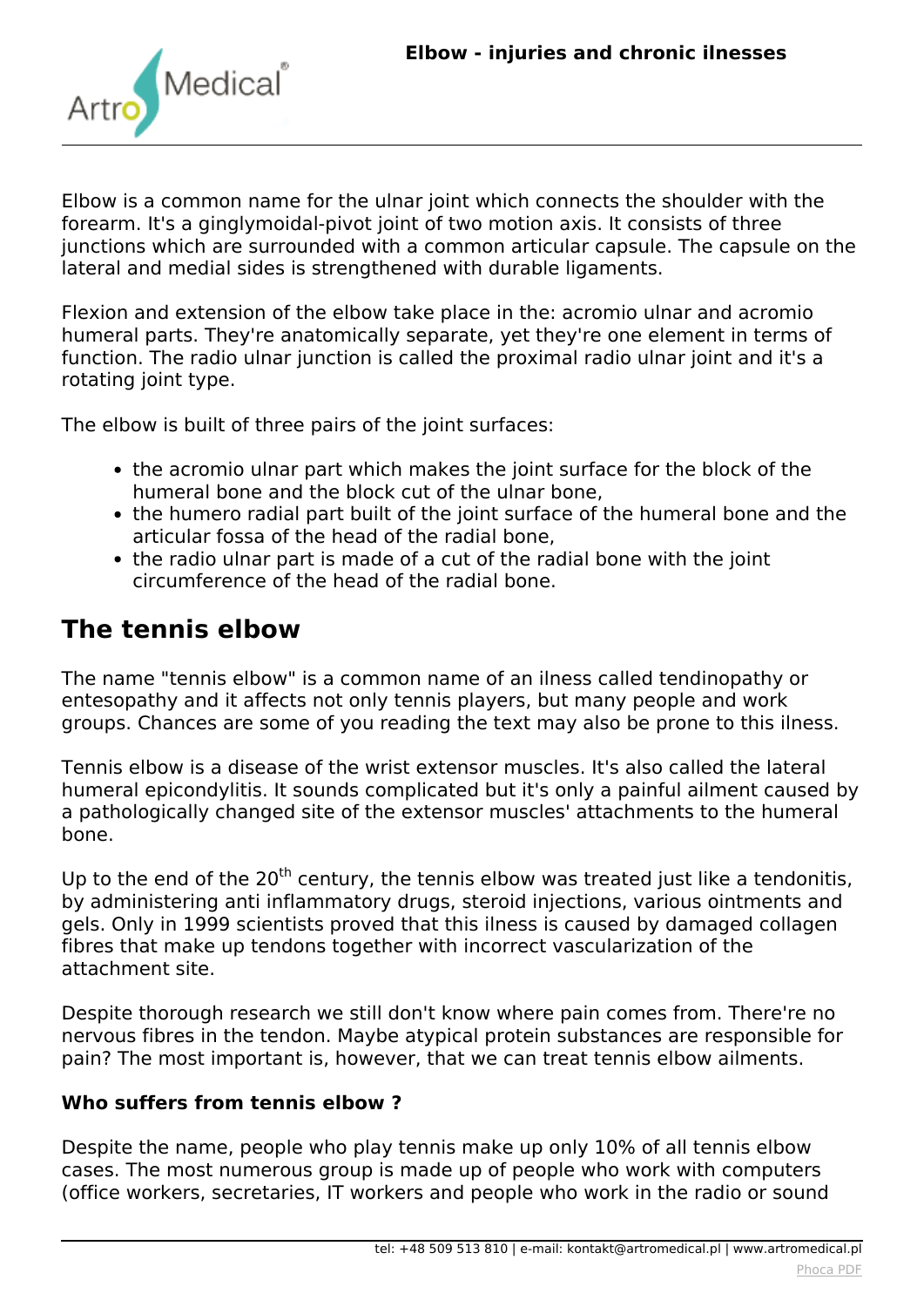# Elbow - injuries and chronic ilnesses

Elbow is a common name for the ulnar joint which connects the shoulder with the forearm. It's a ginglymoidal-pivot joint of two motion axis. It consists of three junctions which are surrounded with a common articular capsule. The capsule on the lateral and medial sides is strengthened with durable ligaments.

Flexion and extension of the elbow take place in the: acromio ulnar and acromio humeral parts. They're anatomically separate, yet they're one element in terms of function. The radio ulnar junction is called the proximal radio ulnar joint and it's a rotating joint type.

The elbow is built of three pairs of the joint surfaces:

- the acromio ulnar part which makes the joint surface for the block of the humeral bone and the block cut of the ulnar bone,
- the humero radial part built of the joint surface of the humeral bone and the articular fossa of the head of the radial bone,
- the radio ulnar part is made of a cut of the radial bone with the joint circumference of the head of the radial bone.

## The tennis elbow

The name "tennis elbow" is a common name of an ilness called tendinopathy or entesopathy and it affects not only tennis players, but many people and work groups. Chances are some of you reading the text may also be prone to this ilness.

Tennis elbow is a disease of the wrist extensor muscles. It's also called the lateral humeral epicondylitis. It sounds complicated but it's only a painful ailment caused by a pathologically changed site of the extensor muscles' attachments to the humeral bone.

Up to the end of the 20$^{th}$ century, the tennis elbow was treated just like a tendonitis, by administering anti inflammatory drugs, steroid injections, various ointments and gels. Only in 1999 scientists proved that this ilness is caused by damaged collagen fibres that make up tendons together with incorrect vascularization of the attachment site.

Despite thorough research we still don't know where pain comes from. There're no nervous fibres in the tendon. Maybe atypical protein substances are responsible for pain? The most important is, however, that we can treat tennis elbow ailments.

### Who suffers from tennis elbow ?

Despite the name, people who play tennis make up only 10% of all tennis elbow cases. The most numerous group is made up of people who work with computers (office workers, secretaries, IT workers and people who work in the radio or sound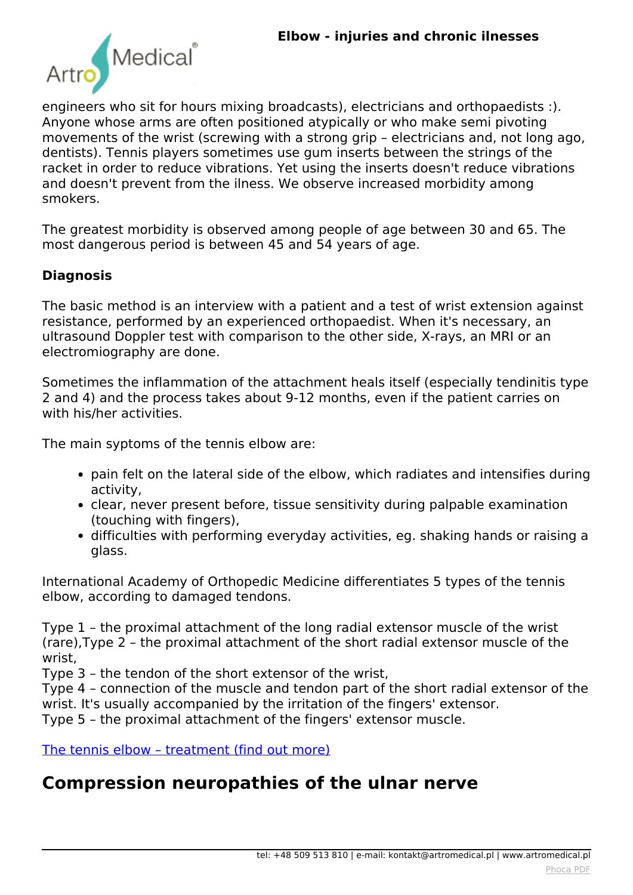engineers who sit for hours mixing broadcasts), electricians and orthopaedists :). Anyone whose arms are often positioned atypically or who make semi pivoting movements of the wrist (screwing with a strong grip – electricians and, not long ago, dentists). Tennis players sometimes use gum inserts between the strings of the racket in order to reduce vibrations. Yet using the inserts doesn't reduce vibrations and doesn't prevent from the ilness. We observe increased morbidity among smokers.

The greatest morbidity is observed among people of age between 30 and 65. The most dangerous period is between 45 and 54 years of age.

**Diagnosis**

The basic method is an interview with a patient and a test of wrist extension against resistance, performed by an experienced orthopaedist. When it's necessary, an ultrasound Doppler test with comparison to the other side, X-rays, an MRI or an electromiography are done.

Sometimes the inflammation of the attachment heals itself (especially tendinitis type 2 and 4) and the process takes about 9-12 months, even if the patient carries on with his/her activities.

The main syptoms of the tennis elbow are:

- pain felt on the lateral side of the elbow, which radiates and intensifies during activity,
- clear, never present before, tissue sensitivity during palpable examination (touching with fingers),
- difficulties with performing everyday activities, eg. shaking hands or raising a glass.

International Academy of Orthopedic Medicine differentiates 5 types of the tennis elbow, according to damaged tendons.

Type 1 – the proximal attachment of the long radial extensor muscle of the wrist (rare),Type 2 – the proximal attachment of the short radial extensor muscle of the wrist,
Type 3 – the tendon of the short extensor of the wrist,
Type 4 – connection of the muscle and tendon part of the short radial extensor of the wrist. It's usually accompanied by the irritation of the fingers' extensor.
Type 5 – the proximal attachment of the fingers' extensor muscle.

The tennis elbow – treatment (find out more)

## Compression neuropathies of the ulnar nerve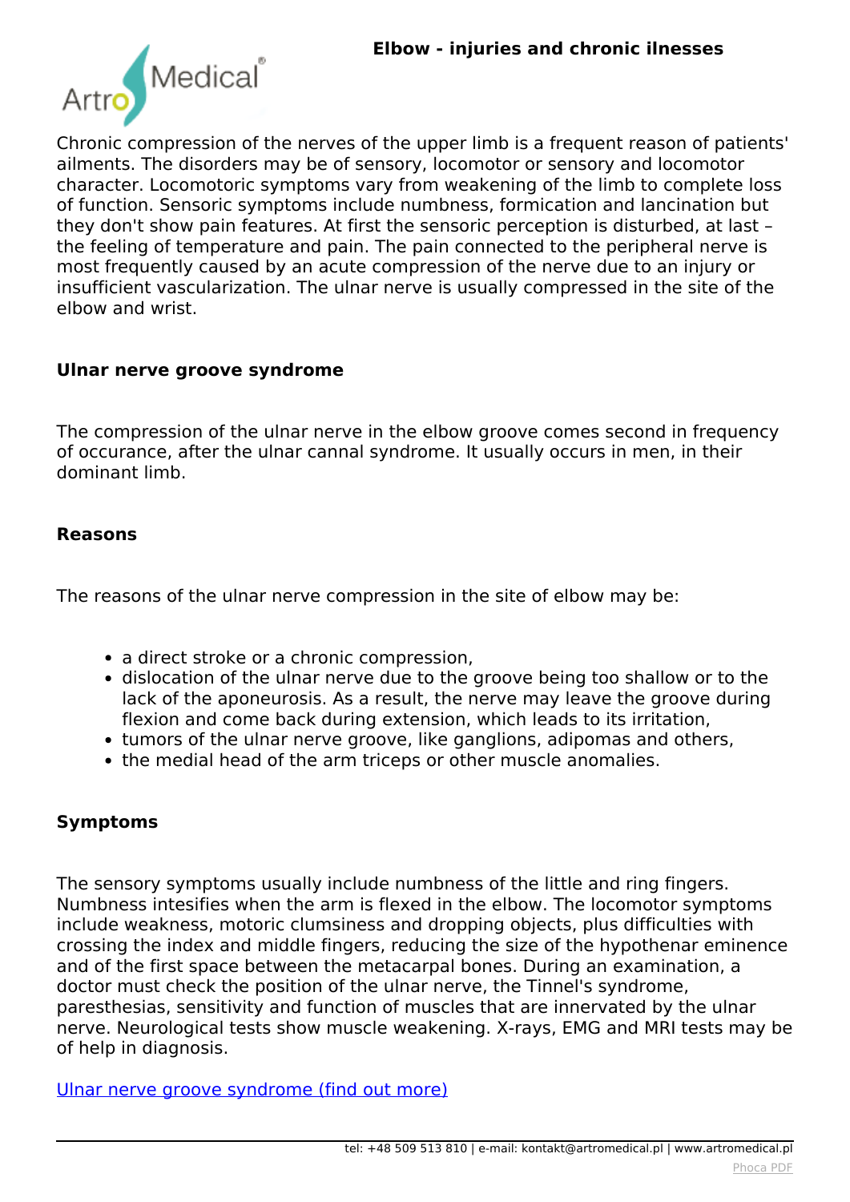Chronic compression of the nerves of the upper limb is a frequent reason of patients' ailments. The disorders may be of sensory, locomotor or sensory and locomotor character. Locomotoric symptoms vary from weakening of the limb to complete loss of function. Sensoric symptoms include numbness, formication and lancination but they don't show pain features. At first the sensoric perception is disturbed, at last – the feeling of temperature and pain. The pain connected to the peripheral nerve is most frequently caused by an acute compression of the nerve due to an injury or insufficient vascularization. The ulnar nerve is usually compressed in the site of the elbow and wrist.

### Ulnar nerve groove syndrome

The compression of the ulnar nerve in the elbow groove comes second in frequency of occurance, after the ulnar cannal syndrome. It usually occurs in men, in their dominant limb.

### Reasons

The reasons of the ulnar nerve compression in the site of elbow may be:

- a direct stroke or a chronic compression,
- dislocation of the ulnar nerve due to the groove being too shallow or to the lack of the aponeurosis. As a result, the nerve may leave the groove during flexion and come back during extension, which leads to its irritation,
- tumors of the ulnar nerve groove, like ganglions, adipomas and others,
- the medial head of the arm triceps or other muscle anomalies.

### Symptoms

The sensory symptoms usually include numbness of the little and ring fingers. Numbness intesifies when the arm is flexed in the elbow. The locomotor symptoms include weakness, motoric clumsiness and dropping objects, plus difficulties with crossing the index and middle fingers, reducing the size of the hypothenar eminence and of the first space between the metacarpal bones. During an examination, a doctor must check the position of the ulnar nerve, the Tinnel's syndrome, paresthesias, sensitivity and function of muscles that are innervated by the ulnar nerve. Neurological tests show muscle weakening. X-rays, EMG and MRI tests may be of help in diagnosis.

Ulnar nerve groove syndrome (find out more)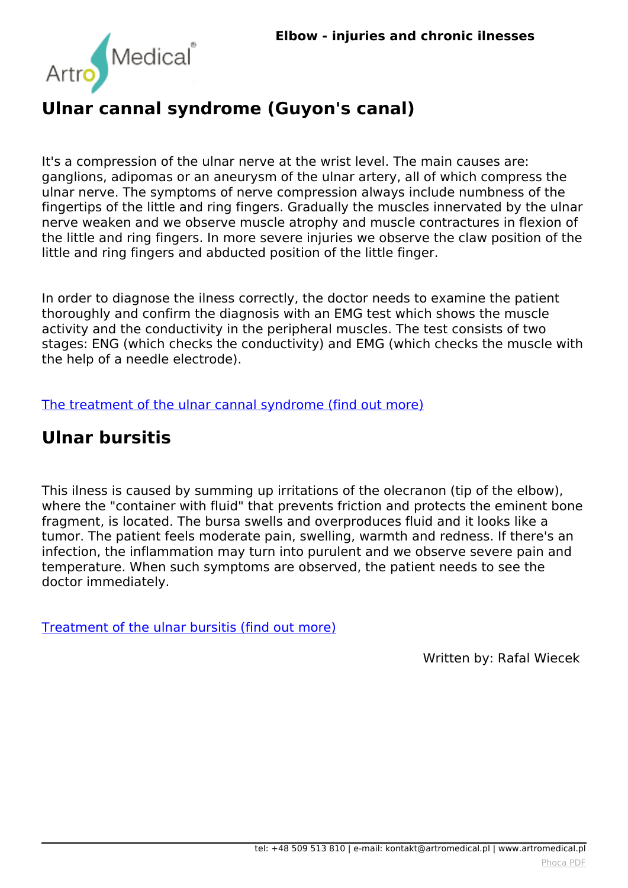## Ulnar cannal syndrome (Guyon's canal)

It's a compression of the ulnar nerve at the wrist level. The main causes are: ganglions, adipomas or an aneurysm of the ulnar artery, all of which compress the ulnar nerve. The symptoms of nerve compression always include numbness of the fingertips of the little and ring fingers. Gradually the muscles innervated by the ulnar nerve weaken and we observe muscle atrophy and muscle contractures in flexion of the little and ring fingers. In more severe injuries we observe the claw position of the little and ring fingers and abducted position of the little finger.

In order to diagnose the ilness correctly, the doctor needs to examine the patient thoroughly and confirm the diagnosis with an EMG test which shows the muscle activity and the conductivity in the peripheral muscles. The test consists of two stages: ENG (which checks the conductivity) and EMG (which checks the muscle with the help of a needle electrode).

The treatment of the ulnar cannal syndrome (find out more)

## Ulnar bursitis

This ilness is caused by summing up irritations of the olecranon (tip of the elbow), where the "container with fluid" that prevents friction and protects the eminent bone fragment, is located. The bursa swells and overproduces fluid and it looks like a tumor. The patient feels moderate pain, swelling, warmth and redness. If there's an infection, the inflammation may turn into purulent and we observe severe pain and temperature. When such symptoms are observed, the patient needs to see the doctor immediately.

Treatment of the ulnar bursitis (find out more)

Written by: Rafal Wiecek